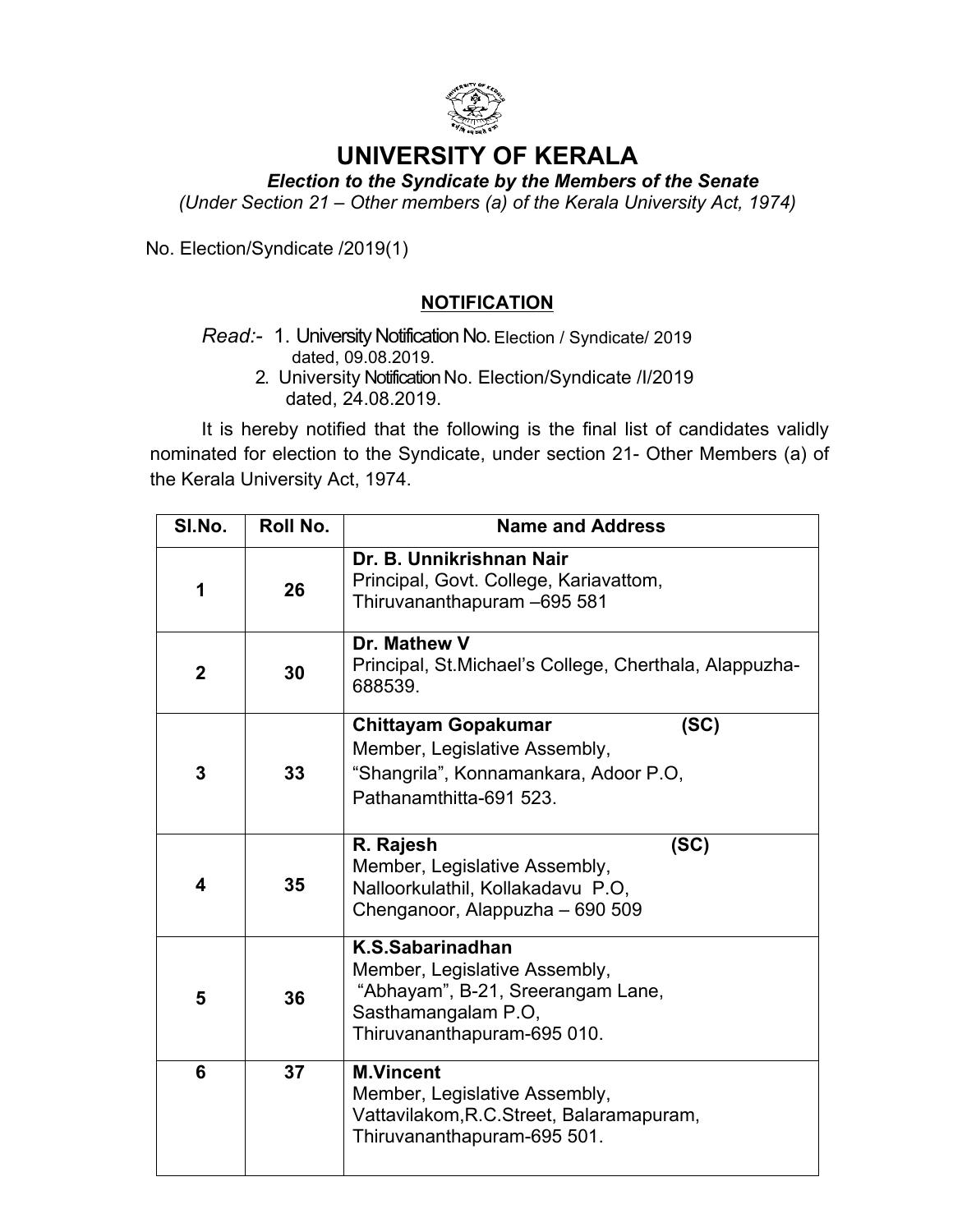# UNIVERSITY OF KERALA

***Election to the Syndicate by the Members of the Senate***

*(Under Section 21 – Other members (a) of the Kerala University Act, 1974)*

No. Election/Syndicate /2019(1)

## NOTIFICATION

*Read:-* 1. University Notification No. Election / Syndicate/ 2019 dated, 09.08.2019.
2. University Notification No. Election/Syndicate /I/2019 dated, 24.08.2019.

It is hereby notified that the following is the final list of candidates validly nominated for election to the Syndicate, under section 21- Other Members (a) of the Kerala University Act, 1974.

| Sl.No. | Roll No. | Name and Address |
|---|---|---|
| **1** | **26** | **Dr. B. Unnikrishnan Nair**<br>Principal, Govt. College, Kariavattom,<br>Thiruvananthapuram –695 581 |
| **2** | **30** | **Dr. Mathew V**<br>Principal, St.Michael's College, Cherthala, Alappuzha-688539. |
| **3** | **33** | **Chittayam Gopakumar (SC)**<br>Member, Legislative Assembly,<br>"Shangrila", Konnamankara, Adoor P.O,<br>Pathanamthitta-691 523. |
| **4** | **35** | **R. Rajesh (SC)**<br>Member, Legislative Assembly,<br>Nalloorkulathil, Kollakadavu P.O,<br>Chenganoor, Alappuzha – 690 509 |
| **5** | **36** | **K.S.Sabarinadhan**<br>Member, Legislative Assembly,<br>"Abhayam", B-21, Sreerangam Lane,<br>Sasthamangalam P.O,<br>Thiruvananthapuram-695 010. |
| **6** | **37** | **M.Vincent**<br>Member, Legislative Assembly,<br>Vattavilakom,R.C.Street, Balaramapuram,<br>Thiruvananthapuram-695 501. |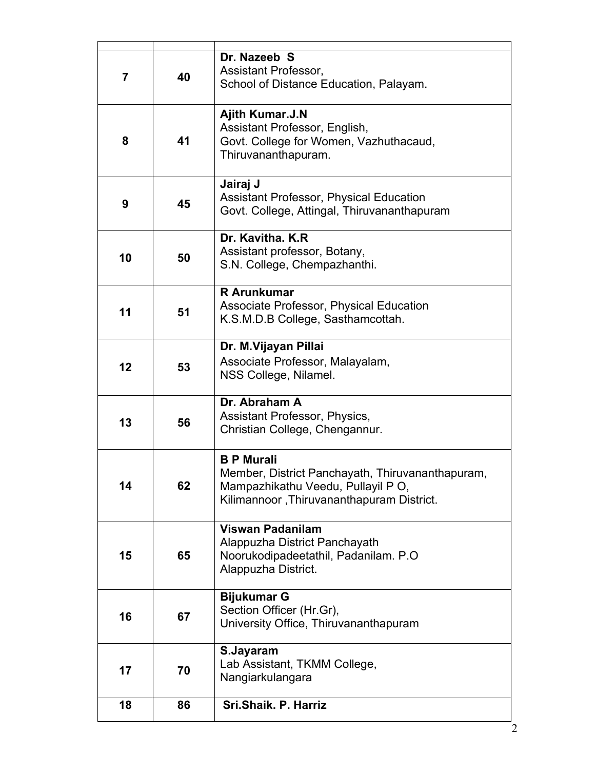| | | |
|---|---|---|
| 7 | 40 | **Dr. Nazeeb S**<br>Assistant Professor,<br>School of Distance Education, Palayam. |
| 8 | 41 | **Ajith Kumar.J.N**<br>Assistant Professor, English,<br>Govt. College for Women, Vazhuthacaud,<br>Thiruvananthapuram. |
| 9 | 45 | **Jairaj J**<br>Assistant Professor, Physical Education<br>Govt. College, Attingal, Thiruvananthapuram |
| 10 | 50 | **Dr. Kavitha. K.R**<br>Assistant professor, Botany,<br>S.N. College, Chempazhanthi. |
| 11 | 51 | **R Arunkumar**<br>Associate Professor, Physical Education<br>K.S.M.D.B College, Sasthamcottah. |
| 12 | 53 | **Dr. M.Vijayan Pillai**<br>Associate Professor, Malayalam,<br>NSS College, Nilamel. |
| 13 | 56 | **Dr. Abraham A**<br>Assistant Professor, Physics,<br>Christian College, Chengannur. |
| 14 | 62 | **B P Murali**<br>Member, District Panchayath, Thiruvananthapuram,<br>Mampazhikathu Veedu, Pullayil P O,<br>Kilimannoor ,Thiruvananthapuram District. |
| 15 | 65 | **Viswan Padanilam**<br>Alappuzha District Panchayath<br>Noorukodipadeetathil, Padanilam. P.O<br>Alappuzha District. |
| 16 | 67 | **Bijukumar G**<br>Section Officer (Hr.Gr),<br>University Office, Thiruvananthapuram |
| 17 | 70 | **S.Jayaram**<br>Lab Assistant, TKMM College,<br>Nangiarkulangara |
| 18 | 86 | **Sri.Shaik. P. Harriz** |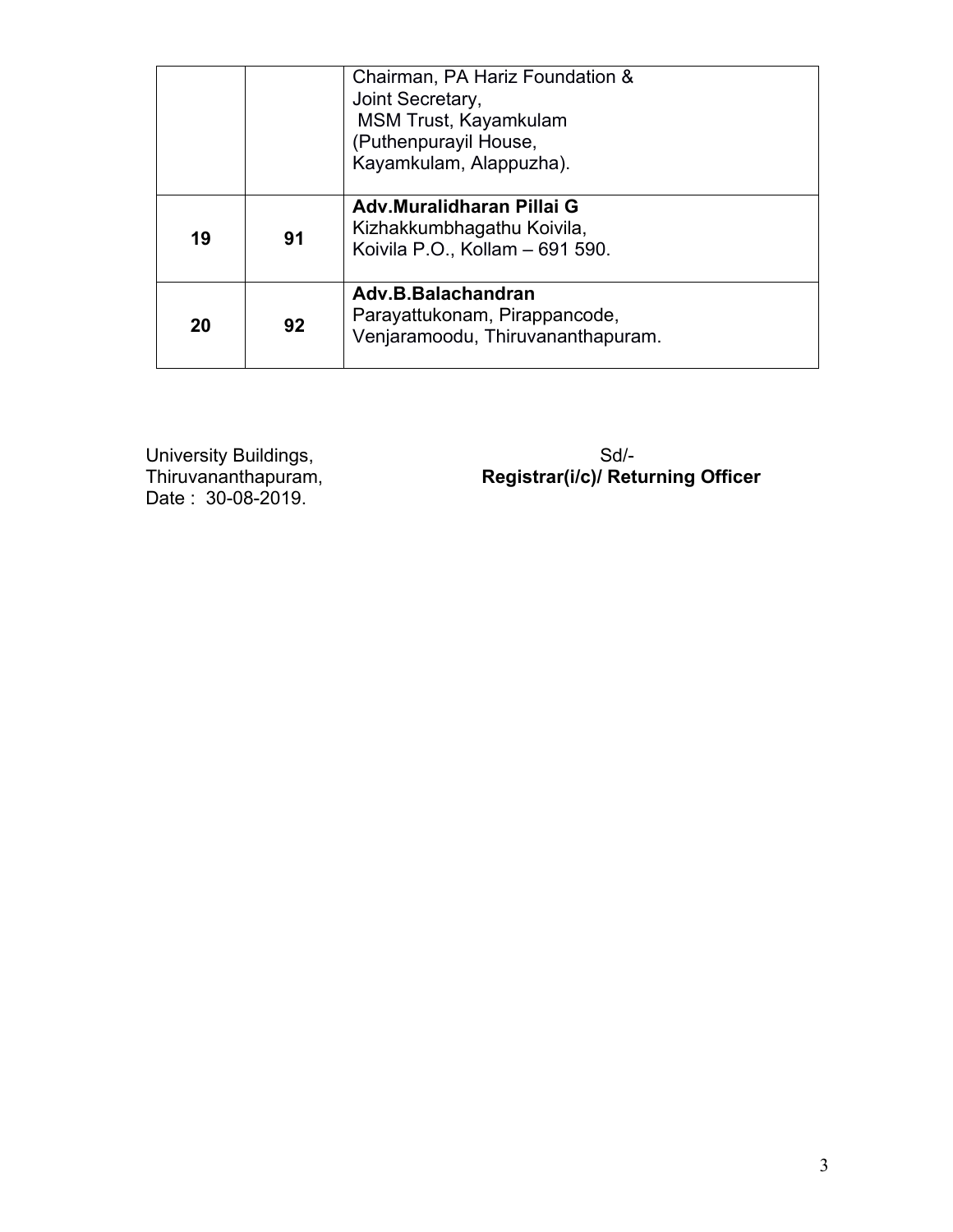| | | |
|---|---|---|
| | | Chairman, PA Hariz Foundation & Joint Secretary, MSM Trust, Kayamkulam (Puthenpurayil House, Kayamkulam, Alappuzha). |
| **19** | **91** | **Adv.Muralidharan Pillai G** Kizhakkumbhagathu Koivila, Koivila P.O., Kollam – 691 590. |
| **20** | **92** | **Adv.B.Balachandran** Parayattukonam, Pirappancode, Venjaramoodu, Thiruvananthapuram. |

University Buildings,
Thiruvananthapuram,
Date : 30-08-2019.

Sd/-
**Registrar(i/c)/ Returning Officer**